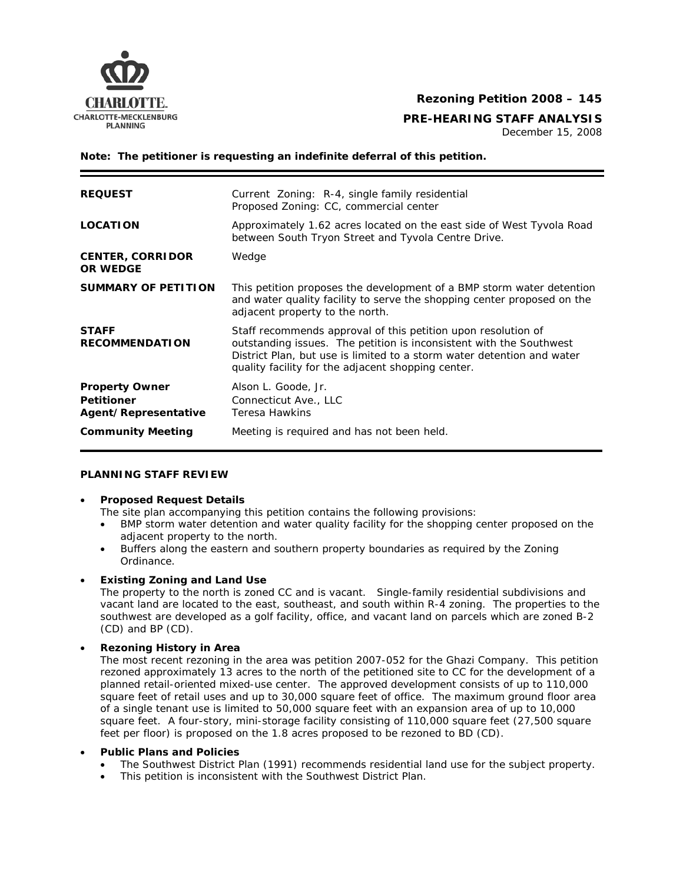CHARLOTTE.
CHARLOTTE-MECKLENBURG
PLANNING

**Rezoning Petition 2008 – 145**

**PRE-HEARING STAFF ANALYSIS**

December 15, 2008

**Note: The petitioner is requesting an indefinite deferral of this petition.**

| | |
|---|---|
| **REQUEST** | Current Zoning: R-4, single family residential<br>Proposed Zoning: CC, commercial center |
| **LOCATION** | Approximately 1.62 acres located on the east side of West Tyvola Road between South Tryon Street and Tyvola Centre Drive. |
| **CENTER, CORRIDOR OR WEDGE** | Wedge |
| **SUMMARY OF PETITION** | This petition proposes the development of a BMP storm water detention and water quality facility to serve the shopping center proposed on the adjacent property to the north. |
| **STAFF RECOMMENDATION** | Staff recommends approval of this petition upon resolution of outstanding issues. The petition is inconsistent with the Southwest District Plan, but use is limited to a storm water detention and water quality facility for the adjacent shopping center. |
| **Property Owner**<br>**Petitioner**<br>**Agent/Representative** | Alson L. Goode, Jr.<br>Connecticut Ave., LLC<br>Teresa Hawkins |
| **Community Meeting** | Meeting is required and has not been held. |

**PLANNING STAFF REVIEW**

- **Proposed Request Details**
  The site plan accompanying this petition contains the following provisions:
  - BMP storm water detention and water quality facility for the shopping center proposed on the adjacent property to the north.
  - Buffers along the eastern and southern property boundaries as required by the Zoning Ordinance.

- **Existing Zoning and Land Use**
  The property to the north is zoned CC and is vacant. Single-family residential subdivisions and vacant land are located to the east, southeast, and south within R-4 zoning. The properties to the southwest are developed as a golf facility, office, and vacant land on parcels which are zoned B-2 (CD) and BP (CD).

- **Rezoning History in Area**
  The most recent rezoning in the area was petition 2007-052 for the Ghazi Company. This petition rezoned approximately 13 acres to the north of the petitioned site to CC for the development of a planned retail-oriented mixed-use center. The approved development consists of up to 110,000 square feet of retail uses and up to 30,000 square feet of office. The maximum ground floor area of a single tenant use is limited to 50,000 square feet with an expansion area of up to 10,000 square feet. A four-story, mini-storage facility consisting of 110,000 square feet (27,500 square feet per floor) is proposed on the 1.8 acres proposed to be rezoned to BD (CD).

- **Public Plans and Policies**
  - The Southwest District Plan (1991) recommends residential land use for the subject property.
  - This petition is inconsistent with the Southwest District Plan.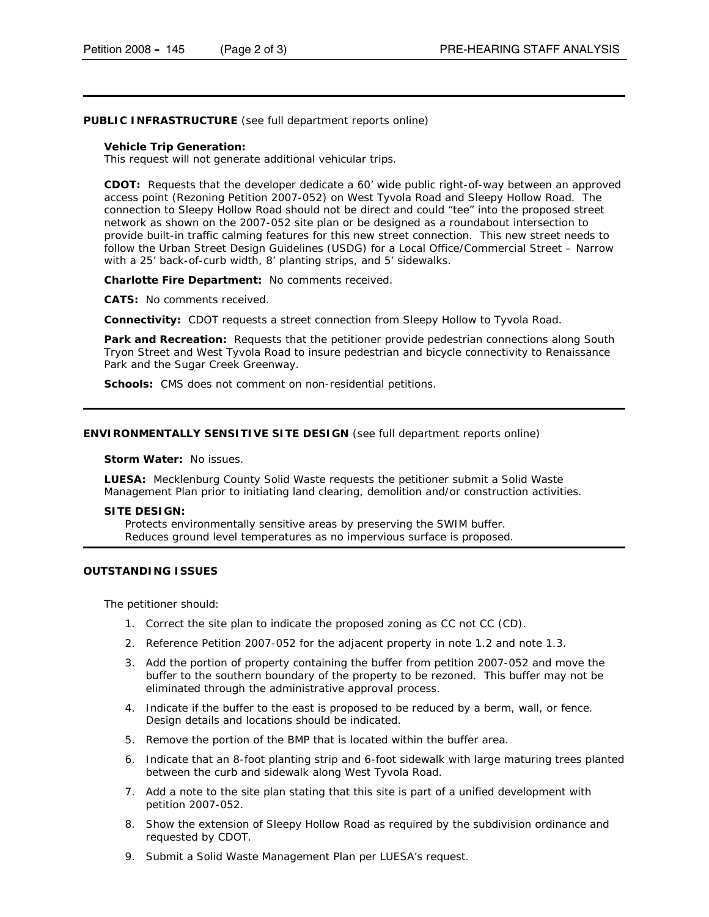**PUBLIC INFRASTRUCTURE** (see full department reports online)

**Vehicle Trip Generation:**
This request will not generate additional vehicular trips.

**CDOT:** Requests that the developer dedicate a 60' wide public right-of-way between an approved access point (Rezoning Petition 2007-052) on West Tyvola Road and Sleepy Hollow Road. The connection to Sleepy Hollow Road should not be direct and could "tee" into the proposed street network as shown on the 2007-052 site plan or be designed as a roundabout intersection to provide built-in traffic calming features for this new street connection. This new street needs to follow the Urban Street Design Guidelines (USDG) for a Local Office/Commercial Street – Narrow with a 25' back-of-curb width, 8' planting strips, and 5' sidewalks.

**Charlotte Fire Department:** No comments received.

**CATS:** No comments received.

**Connectivity:** CDOT requests a street connection from Sleepy Hollow to Tyvola Road.

**Park and Recreation:** Requests that the petitioner provide pedestrian connections along South Tryon Street and West Tyvola Road to insure pedestrian and bicycle connectivity to Renaissance Park and the Sugar Creek Greenway.

**Schools:** CMS does not comment on non-residential petitions.

**ENVIRONMENTALLY SENSITIVE SITE DESIGN** (see full department reports online)

**Storm Water:** No issues.

**LUESA:** Mecklenburg County Solid Waste requests the petitioner submit a Solid Waste Management Plan prior to initiating land clearing, demolition and/or construction activities.

**SITE DESIGN:**

Protects environmentally sensitive areas by preserving the SWIM buffer.
Reduces ground level temperatures as no impervious surface is proposed.

**OUTSTANDING ISSUES**

The petitioner should:

1. Correct the site plan to indicate the proposed zoning as CC not CC (CD).
2. Reference Petition 2007-052 for the adjacent property in note 1.2 and note 1.3.
3. Add the portion of property containing the buffer from petition 2007-052 and move the buffer to the southern boundary of the property to be rezoned. This buffer may not be eliminated through the administrative approval process.
4. Indicate if the buffer to the east is proposed to be reduced by a berm, wall, or fence. Design details and locations should be indicated.
5. Remove the portion of the BMP that is located within the buffer area.
6. Indicate that an 8-foot planting strip and 6-foot sidewalk with large maturing trees planted between the curb and sidewalk along West Tyvola Road.
7. Add a note to the site plan stating that this site is part of a unified development with petition 2007-052.
8. Show the extension of Sleepy Hollow Road as required by the subdivision ordinance and requested by CDOT.
9. Submit a Solid Waste Management Plan per LUESA's request.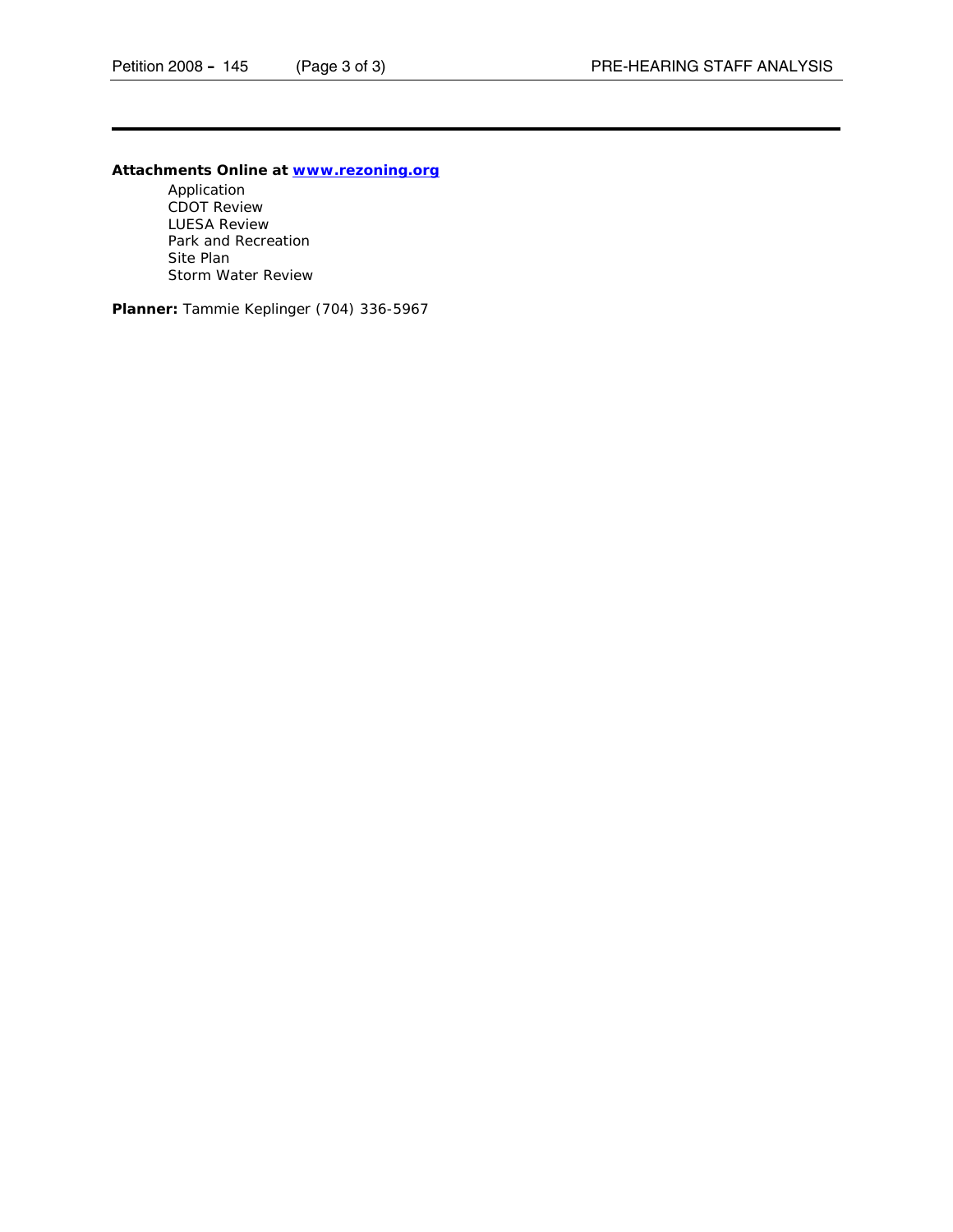**Attachments Online at [www.rezoning.org](http://www.rezoning.org)**

- Application
- CDOT Review
- LUESA Review
- Park and Recreation
- Site Plan
- Storm Water Review

**Planner:** Tammie Keplinger (704) 336-5967